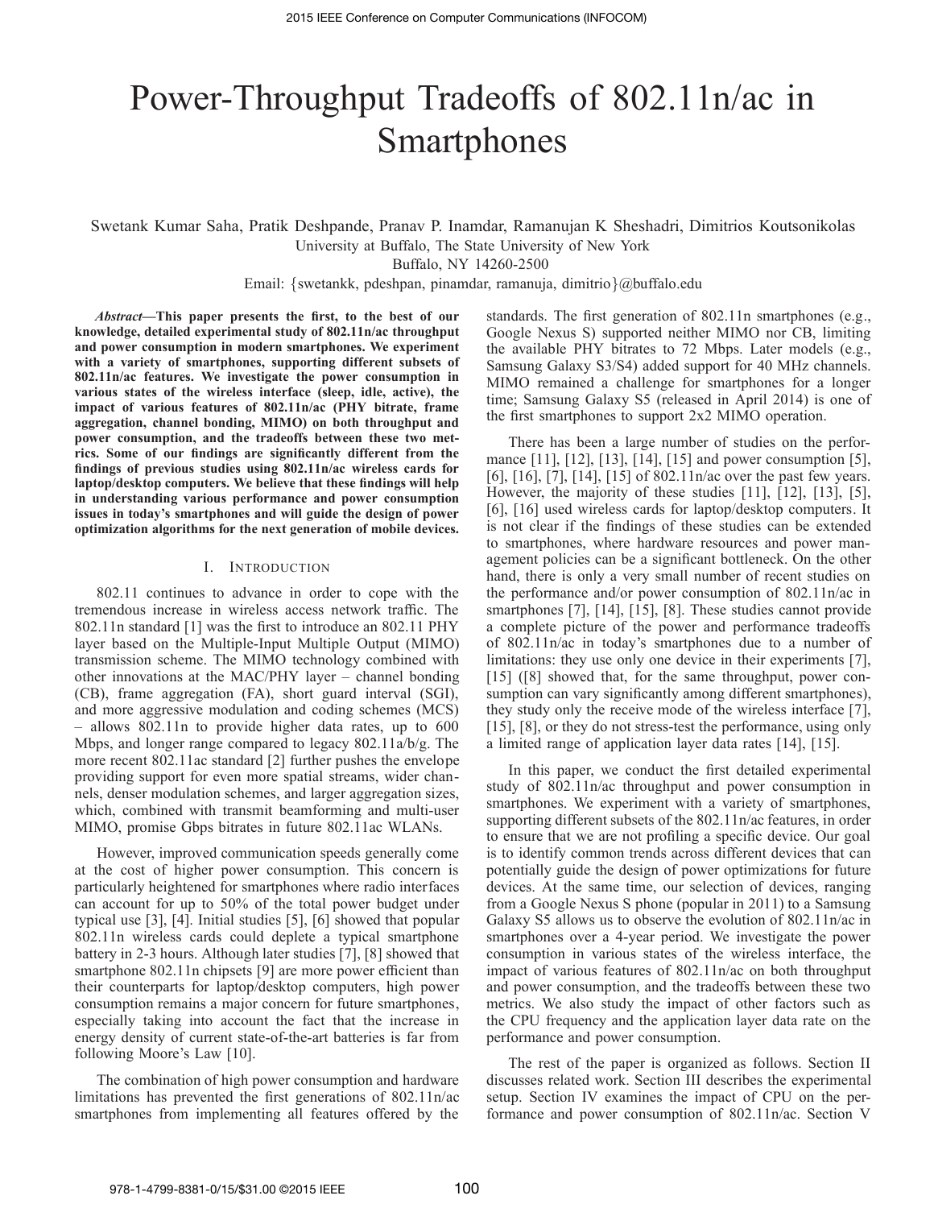# Power-Throughput Tradeoffs of 802.11n/ac in Smartphones

Swetank Kumar Saha, Pratik Deshpande, Pranav P. Inamdar, Ramanujan K Sheshadri, Dimitrios Koutsonikolas

University at Buffalo, The State University of New York

Buffalo, NY 14260-2500

Email: {swetankk, pdeshpan, pinamdar, ramanuja, dimitrio}@buffalo.edu

***Abstract*—This paper presents the first, to the best of our knowledge, detailed experimental study of 802.11n/ac throughput and power consumption in modern smartphones. We experiment with a variety of smartphones, supporting different subsets of 802.11n/ac features. We investigate the power consumption in various states of the wireless interface (sleep, idle, active), the impact of various features of 802.11n/ac (PHY bitrate, frame aggregation, channel bonding, MIMO) on both throughput and power consumption, and the tradeoffs between these two metrics. Some of our findings are significantly different from the findings of previous studies using 802.11n/ac wireless cards for laptop/desktop computers. We believe that these findings will help in understanding various performance and power consumption issues in today's smartphones and will guide the design of power optimization algorithms for the next generation of mobile devices.**

## I. Introduction

802.11 continues to advance in order to cope with the tremendous increase in wireless access network traffic. The 802.11n standard [1] was the first to introduce an 802.11 PHY layer based on the Multiple-Input Multiple Output (MIMO) transmission scheme. The MIMO technology combined with other innovations at the MAC/PHY layer – channel bonding (CB), frame aggregation (FA), short guard interval (SGI), and more aggressive modulation and coding schemes (MCS) – allows 802.11n to provide higher data rates, up to 600 Mbps, and longer range compared to legacy 802.11a/b/g. The more recent 802.11ac standard [2] further pushes the envelope providing support for even more spatial streams, wider channels, denser modulation schemes, and larger aggregation sizes, which, combined with transmit beamforming and multi-user MIMO, promise Gbps bitrates in future 802.11ac WLANs.

However, improved communication speeds generally come at the cost of higher power consumption. This concern is particularly heightened for smartphones where radio interfaces can account for up to 50% of the total power budget under typical use [3], [4]. Initial studies [5], [6] showed that popular 802.11n wireless cards could deplete a typical smartphone battery in 2-3 hours. Although later studies [7], [8] showed that smartphone 802.11n chipsets [9] are more power efficient than their counterparts for laptop/desktop computers, high power consumption remains a major concern for future smartphones, especially taking into account the fact that the increase in energy density of current state-of-the-art batteries is far from following Moore's Law [10].

The combination of high power consumption and hardware limitations has prevented the first generations of 802.11n/ac smartphones from implementing all features offered by the standards. The first generation of 802.11n smartphones (e.g., Google Nexus S) supported neither MIMO nor CB, limiting the available PHY bitrates to 72 Mbps. Later models (e.g., Samsung Galaxy S3/S4) added support for 40 MHz channels. MIMO remained a challenge for smartphones for a longer time; Samsung Galaxy S5 (released in April 2014) is one of the first smartphones to support 2x2 MIMO operation.

There has been a large number of studies on the performance [11], [12], [13], [14], [15] and power consumption [5], [6], [16], [7], [14], [15] of 802.11n/ac over the past few years. However, the majority of these studies [11], [12], [13], [5], [6], [16] used wireless cards for laptop/desktop computers. It is not clear if the findings of these studies can be extended to smartphones, where hardware resources and power management policies can be a significant bottleneck. On the other hand, there is only a very small number of recent studies on the performance and/or power consumption of 802.11n/ac in smartphones [7], [14], [15], [8]. These studies cannot provide a complete picture of the power and performance tradeoffs of 802.11n/ac in today's smartphones due to a number of limitations: they use only one device in their experiments [7], [15] ([8] showed that, for the same throughput, power consumption can vary significantly among different smartphones), they study only the receive mode of the wireless interface [7], [15], [8], or they do not stress-test the performance, using only a limited range of application layer data rates [14], [15].

In this paper, we conduct the first detailed experimental study of 802.11n/ac throughput and power consumption in smartphones. We experiment with a variety of smartphones, supporting different subsets of the 802.11n/ac features, in order to ensure that we are not profiling a specific device. Our goal is to identify common trends across different devices that can potentially guide the design of power optimizations for future devices. At the same time, our selection of devices, ranging from a Google Nexus S phone (popular in 2011) to a Samsung Galaxy S5 allows us to observe the evolution of 802.11n/ac in smartphones over a 4-year period. We investigate the power consumption in various states of the wireless interface, the impact of various features of 802.11n/ac on both throughput and power consumption, and the tradeoffs between these two metrics. We also study the impact of other factors such as the CPU frequency and the application layer data rate on the performance and power consumption.

The rest of the paper is organized as follows. Section II discusses related work. Section III describes the experimental setup. Section IV examines the impact of CPU on the performance and power consumption of 802.11n/ac. Section V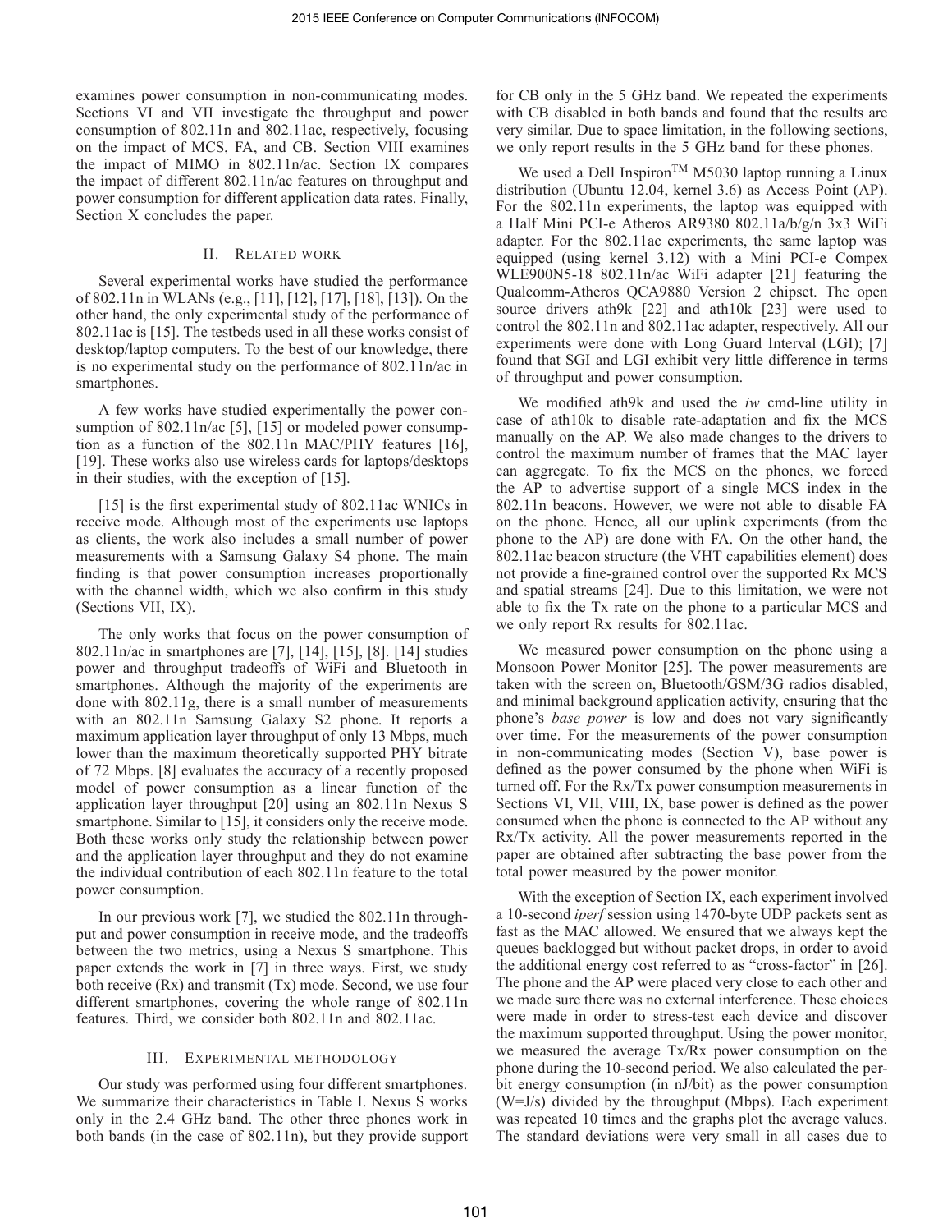examines power consumption in non-communicating modes. Sections VI and VII investigate the throughput and power consumption of 802.11n and 802.11ac, respectively, focusing on the impact of MCS, FA, and CB. Section VIII examines the impact of MIMO in 802.11n/ac. Section IX compares the impact of different 802.11n/ac features on throughput and power consumption for different application data rates. Finally, Section X concludes the paper.

## II. Related work

Several experimental works have studied the performance of 802.11n in WLANs (e.g., [11], [12], [17], [18], [13]). On the other hand, the only experimental study of the performance of 802.11ac is [15]. The testbeds used in all these works consist of desktop/laptop computers. To the best of our knowledge, there is no experimental study on the performance of 802.11n/ac in smartphones.

A few works have studied experimentally the power consumption of 802.11n/ac [5], [15] or modeled power consumption as a function of the 802.11n MAC/PHY features [16], [19]. These works also use wireless cards for laptops/desktops in their studies, with the exception of [15].

[15] is the first experimental study of 802.11ac WNICs in receive mode. Although most of the experiments use laptops as clients, the work also includes a small number of power measurements with a Samsung Galaxy S4 phone. The main finding is that power consumption increases proportionally with the channel width, which we also confirm in this study (Sections VII, IX).

The only works that focus on the power consumption of 802.11n/ac in smartphones are [7], [14], [15], [8]. [14] studies power and throughput tradeoffs of WiFi and Bluetooth in smartphones. Although the majority of the experiments are done with 802.11g, there is a small number of measurements with an 802.11n Samsung Galaxy S2 phone. It reports a maximum application layer throughput of only 13 Mbps, much lower than the maximum theoretically supported PHY bitrate of 72 Mbps. [8] evaluates the accuracy of a recently proposed model of power consumption as a linear function of the application layer throughput [20] using an 802.11n Nexus S smartphone. Similar to [15], it considers only the receive mode. Both these works only study the relationship between power and the application layer throughput and they do not examine the individual contribution of each 802.11n feature to the total power consumption.

In our previous work [7], we studied the 802.11n throughput and power consumption in receive mode, and the tradeoffs between the two metrics, using a Nexus S smartphone. This paper extends the work in [7] in three ways. First, we study both receive (Rx) and transmit (Tx) mode. Second, we use four different smartphones, covering the whole range of 802.11n features. Third, we consider both 802.11n and 802.11ac.

## III. Experimental methodology

Our study was performed using four different smartphones. We summarize their characteristics in Table I. Nexus S works only in the 2.4 GHz band. The other three phones work in both bands (in the case of 802.11n), but they provide support for CB only in the 5 GHz band. We repeated the experiments with CB disabled in both bands and found that the results are very similar. Due to space limitation, in the following sections, we only report results in the 5 GHz band for these phones.

We used a Dell Inspiron™ M5030 laptop running a Linux distribution (Ubuntu 12.04, kernel 3.6) as Access Point (AP). For the 802.11n experiments, the laptop was equipped with a Half Mini PCI-e Atheros AR9380 802.11a/b/g/n 3x3 WiFi adapter. For the 802.11ac experiments, the same laptop was equipped (using kernel 3.12) with a Mini PCI-e Compex WLE900N5-18 802.11n/ac WiFi adapter [21] featuring the Qualcomm-Atheros QCA9880 Version 2 chipset. The open source drivers ath9k [22] and ath10k [23] were used to control the 802.11n and 802.11ac adapter, respectively. All our experiments were done with Long Guard Interval (LGI); [7] found that SGI and LGI exhibit very little difference in terms of throughput and power consumption.

We modified ath9k and used the *iw* cmd-line utility in case of ath10k to disable rate-adaptation and fix the MCS manually on the AP. We also made changes to the drivers to control the maximum number of frames that the MAC layer can aggregate. To fix the MCS on the phones, we forced the AP to advertise support of a single MCS index in the 802.11n beacons. However, we were not able to disable FA on the phone. Hence, all our uplink experiments (from the phone to the AP) are done with FA. On the other hand, the 802.11ac beacon structure (the VHT capabilities element) does not provide a fine-grained control over the supported Rx MCS and spatial streams [24]. Due to this limitation, we were not able to fix the Tx rate on the phone to a particular MCS and we only report Rx results for 802.11ac.

We measured power consumption on the phone using a Monsoon Power Monitor [25]. The power measurements are taken with the screen on, Bluetooth/GSM/3G radios disabled, and minimal background application activity, ensuring that the phone's *base power* is low and does not vary significantly over time. For the measurements of the power consumption in non-communicating modes (Section V), base power is defined as the power consumed by the phone when WiFi is turned off. For the Rx/Tx power consumption measurements in Sections VI, VII, VIII, IX, base power is defined as the power consumed when the phone is connected to the AP without any Rx/Tx activity. All the power measurements reported in the paper are obtained after subtracting the base power from the total power measured by the power monitor.

With the exception of Section IX, each experiment involved a 10-second *iperf* session using 1470-byte UDP packets sent as fast as the MAC allowed. We ensured that we always kept the queues backlogged but without packet drops, in order to avoid the additional energy cost referred to as "cross-factor" in [26]. The phone and the AP were placed very close to each other and we made sure there was no external interference. These choices were made in order to stress-test each device and discover the maximum supported throughput. Using the power monitor, we measured the average Tx/Rx power consumption on the phone during the 10-second period. We also calculated the per-bit energy consumption (in nJ/bit) as the power consumption (W=J/s) divided by the throughput (Mbps). Each experiment was repeated 10 times and the graphs plot the average values. The standard deviations were very small in all cases due to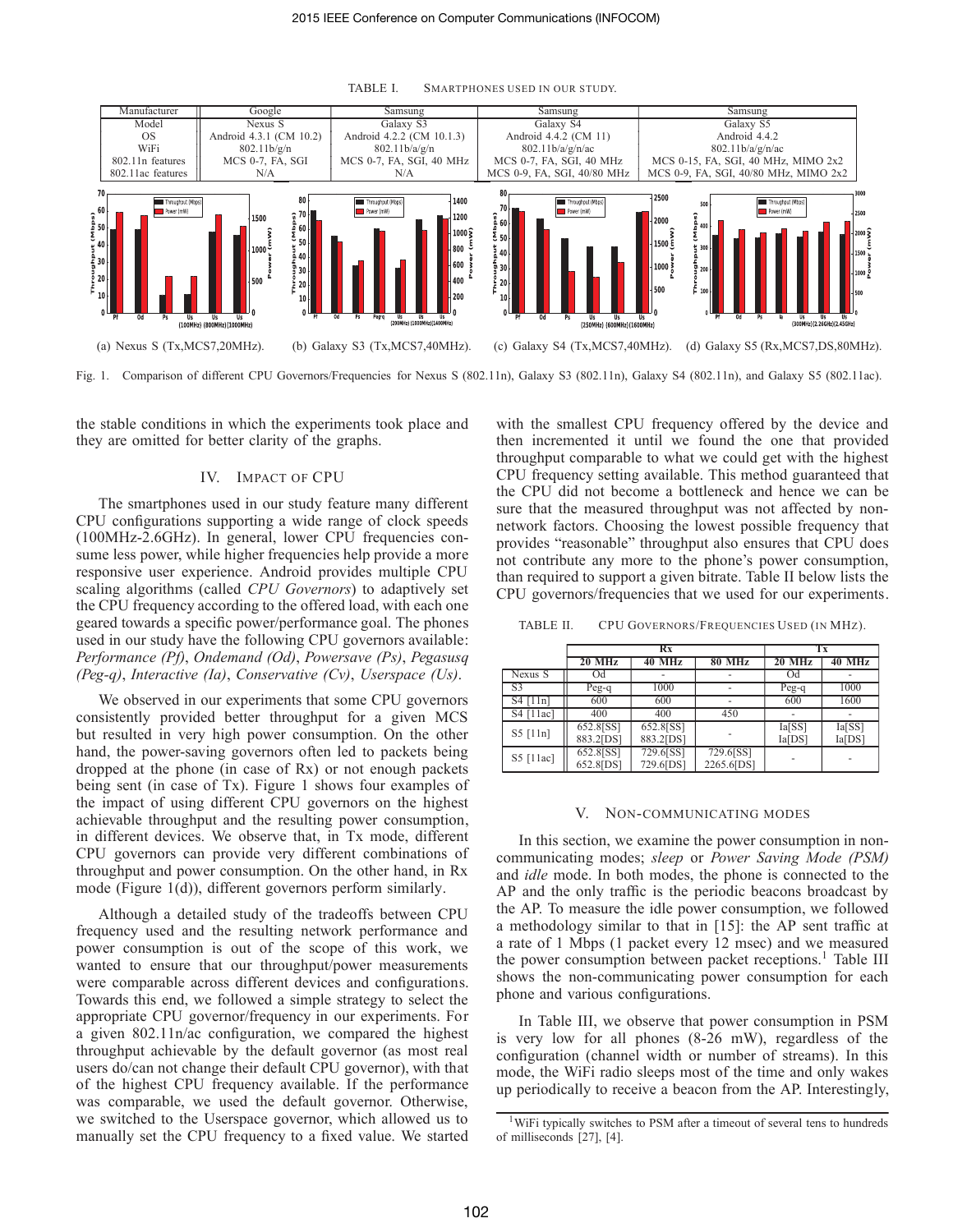TABLE I. SMARTPHONES USED IN OUR STUDY.

| Manufacturer | Google | Samsung | Samsung | Samsung |
|---|---|---|---|---|
| Model | Nexus S | Galaxy S3 | Galaxy S4 | Galaxy S5 |
| OS | Android 4.3.1 (CM 10.2) | Android 4.2.2 (CM 10.1.3) | Android 4.4.2 (CM 11) | Android 4.4.2 |
| WiFi | 802.11b/g/n | 802.11b/a/g/n | 802.11b/a/g/n/ac | 802.11b/a/g/n/ac |
| 802.11n features | MCS 0-7, FA, SGI | MCS 0-7, FA, SGI, 40 MHz | MCS 0-7, FA, SGI, 40 MHz | MCS 0-15, FA, SGI, 40 MHz, MIMO 2x2 |
| 802.11ac features | N/A | N/A | MCS 0-9, FA, SGI, 40/80 MHz | MCS 0-9, FA, SGI, 40/80 MHz, MIMO 2x2 |

(a) Nexus S (Tx,MCS7,20MHz). (b) Galaxy S3 (Tx,MCS7,40MHz). (c) Galaxy S4 (Tx,MCS7,40MHz). (d) Galaxy S5 (Rx,MCS7,DS,80MHz).

Fig. 1. Comparison of different CPU Governors/Frequencies for Nexus S (802.11n), Galaxy S3 (802.11n), Galaxy S4 (802.11n), and Galaxy S5 (802.11ac).

the stable conditions in which the experiments took place and they are omitted for better clarity of the graphs.

## IV. Impact of CPU

The smartphones used in our study feature many different CPU configurations supporting a wide range of clock speeds (100MHz-2.6GHz). In general, lower CPU frequencies consume less power, while higher frequencies help provide a more responsive user experience. Android provides multiple CPU scaling algorithms (called *CPU Governors*) to adaptively set the CPU frequency according to the offered load, with each one geared towards a specific power/performance goal. The phones used in our study have the following CPU governors available: *Performance (Pf)*, *Ondemand (Od)*, *Powersave (Ps)*, *Pegasusq (Peg-q)*, *Interactive (Ia)*, *Conservative (Cv)*, *Userspace (Us)*.

We observed in our experiments that some CPU governors consistently provided better throughput for a given MCS but resulted in very high power consumption. On the other hand, the power-saving governors often led to packets being dropped at the phone (in case of Rx) or not enough packets being sent (in case of Tx). Figure 1 shows four examples of the impact of using different CPU governors on the highest achievable throughput and the resulting power consumption, in different devices. We observe that, in Tx mode, different CPU governors can provide very different combinations of throughput and power consumption. On the other hand, in Rx mode (Figure 1(d)), different governors perform similarly.

Although a detailed study of the tradeoffs between CPU frequency used and the resulting network performance and power consumption is out of the scope of this work, we wanted to ensure that our throughput/power measurements were comparable across different devices and configurations. Towards this end, we followed a simple strategy to select the appropriate CPU governor/frequency in our experiments. For a given 802.11n/ac configuration, we compared the highest throughput achievable by the default governor (as most real users do/can not change their default CPU governor), with that of the highest CPU frequency available. If the performance was comparable, we used the default governor. Otherwise, we switched to the Userspace governor, which allowed us to manually set the CPU frequency to a fixed value. We started with the smallest CPU frequency offered by the device and then incremented it until we found the one that provided throughput comparable to what we could get with the highest CPU frequency setting available. This method guaranteed that the CPU did not become a bottleneck and hence we can be sure that the measured throughput was not affected by non-network factors. Choosing the lowest possible frequency that provides "reasonable" throughput also ensures that CPU does not contribute any more to the phone's power consumption, than required to support a given bitrate. Table II below lists the CPU governors/frequencies that we used for our experiments.

TABLE II. CPU GOVERNORS/FREQUENCIES USED (IN MHZ).

| | Rx | | | Tx | |
|---|---|---|---|---|---|
| | 20 MHz | 40 MHz | 80 MHz | 20 MHz | 40 MHz |
| Nexus S | Od | - | - | Od | - |
| S3 | Peg-q | 1000 | - | Peg-q | 1000 |
| S4 [11n] | 600 | 600 | - | 600 | 1600 |
| S4 [11ac] | 400 | 400 | 450 | - | - |
| S5 [11n] | 652.8[SS] 883.2[DS] | 652.8[SS] 883.2[DS] | - | Ia[SS] Ia[DS] | Ia[SS] Ia[DS] |
| S5 [11ac] | 652.8[SS] 652.8[DS] | 729.6[SS] 729.6[DS] | 729.6[SS] 2265.6[DS] | - | - |

## V. Non-communicating modes

In this section, we examine the power consumption in non-communicating modes; *sleep* or *Power Saving Mode (PSM)* and *idle* mode. In both modes, the phone is connected to the AP and the only traffic is the periodic beacons broadcast by the AP. To measure the idle power consumption, we followed a methodology similar to that in [15]: the AP sent traffic at a rate of 1 Mbps (1 packet every 12 msec) and we measured the power consumption between packet receptions.[1] Table III shows the non-communicating power consumption for each phone and various configurations.

In Table III, we observe that power consumption in PSM is very low for all phones (8-26 mW), regardless of the configuration (channel width or number of streams). In this mode, the WiFi radio sleeps most of the time and only wakes up periodically to receive a beacon from the AP. Interestingly,

[1] WiFi typically switches to PSM after a timeout of several tens to hundreds of milliseconds [27], [4].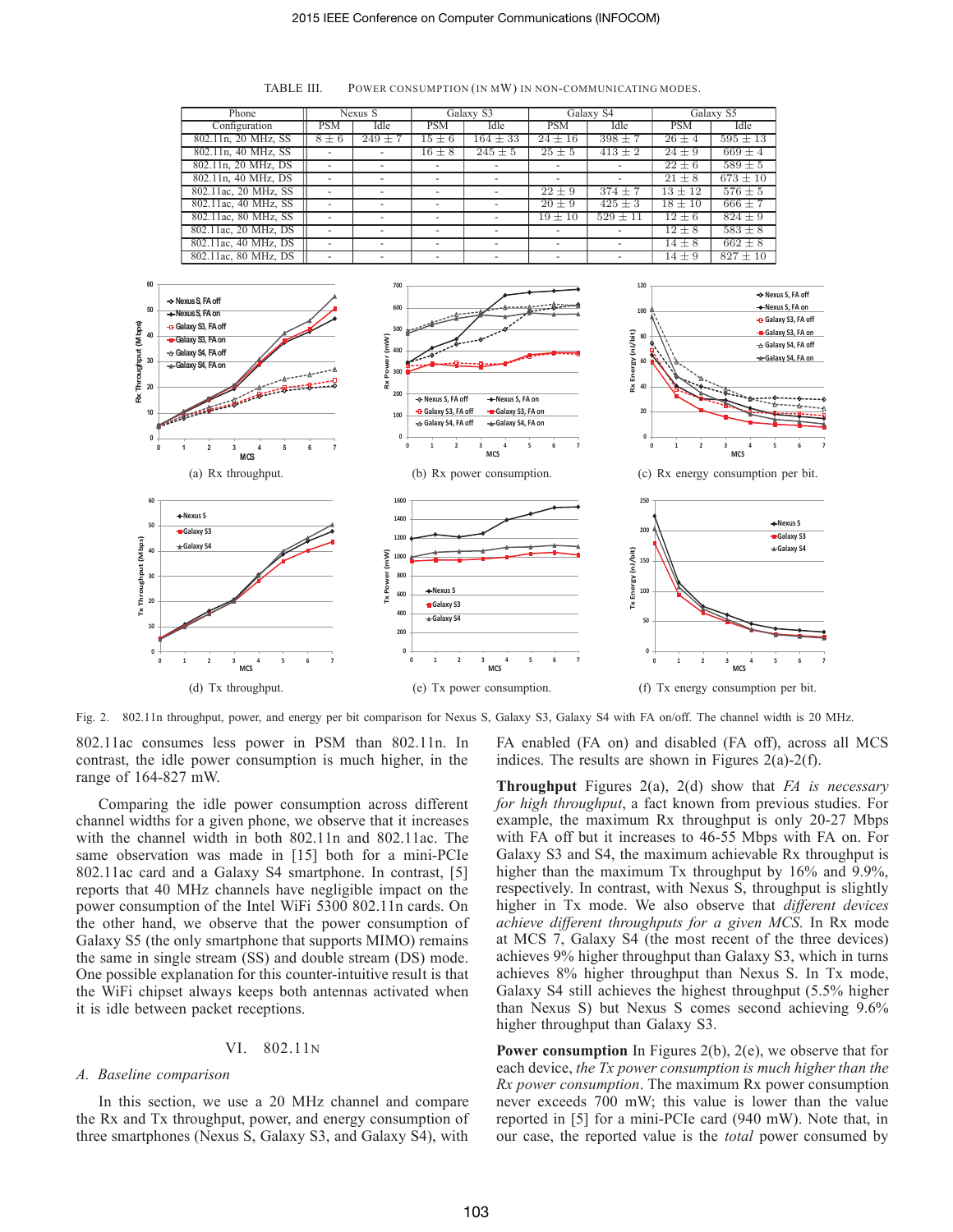TABLE III. POWER CONSUMPTION (IN MW) IN NON-COMMUNICATING MODES.

| Phone | Nexus S | | Galaxy S3 | | Galaxy S4 | | Galaxy S5 | |
|---|---|---|---|---|---|---|---|---|
| Configuration | PSM | Idle | PSM | Idle | PSM | Idle | PSM | Idle |
| 802.11n, 20 MHz, SS | $8 \pm 6$ | $249 \pm 7$ | $15 \pm 6$ | $164 \pm 33$ | $24 \pm 16$ | $398 \pm 7$ | $26 \pm 4$ | $595 \pm 13$ |
| 802.11n, 40 MHz, SS | - | - | $16 \pm 8$ | $245 \pm 5$ | $25 \pm 5$ | $413 \pm 2$ | $24 \pm 9$ | $669 \pm 4$ |
| 802.11n, 20 MHz, DS | - | - | - | - | - | - | $22 \pm 6$ | $589 \pm 5$ |
| 802.11n, 40 MHz, DS | - | - | - | - | - | - | $21 \pm 8$ | $673 \pm 10$ |
| 802.11ac, 20 MHz, SS | - | - | - | - | $22 \pm 9$ | $374 \pm 7$ | $13 \pm 12$ | $576 \pm 5$ |
| 802.11ac, 40 MHz, SS | - | - | - | - | $20 \pm 9$ | $425 \pm 3$ | $18 \pm 10$ | $666 \pm 7$ |
| 802.11ac, 80 MHz, SS | - | - | - | - | $19 \pm 10$ | $529 \pm 11$ | $12 \pm 6$ | $824 \pm 9$ |
| 802.11ac, 20 MHz, DS | - | - | - | - | - | - | $12 \pm 8$ | $583 \pm 8$ |
| 802.11ac, 40 MHz, DS | - | - | - | - | - | - | $14 \pm 8$ | $662 \pm 8$ |
| 802.11ac, 80 MHz, DS | - | - | - | - | - | - | $14 \pm 9$ | $827 \pm 10$ |

(a) Rx throughput.

(b) Rx power consumption.

(c) Rx energy consumption per bit.

(d) Tx throughput.

(e) Tx power consumption.

(f) Tx energy consumption per bit.

Fig. 2. 802.11n throughput, power, and energy per bit comparison for Nexus S, Galaxy S3, Galaxy S4 with FA on/off. The channel width is 20 MHz.

802.11ac consumes less power in PSM than 802.11n. In contrast, the idle power consumption is much higher, in the range of 164-827 mW.

Comparing the idle power consumption across different channel widths for a given phone, we observe that it increases with the channel width in both 802.11n and 802.11ac. The same observation was made in [15] both for a mini-PCIe 802.11ac card and a Galaxy S4 smartphone. In contrast, [5] reports that 40 MHz channels have negligible impact on the power consumption of the Intel WiFi 5300 802.11n cards. On the other hand, we observe that the power consumption of Galaxy S5 (the only smartphone that supports MIMO) remains the same in single stream (SS) and double stream (DS) mode. One possible explanation for this counter-intuitive result is that the WiFi chipset always keeps both antennas activated when it is idle between packet receptions.

## VI. 802.11N

### A. Baseline comparison

In this section, we use a 20 MHz channel and compare the Rx and Tx throughput, power, and energy consumption of three smartphones (Nexus S, Galaxy S3, and Galaxy S4), with FA enabled (FA on) and disabled (FA off), across all MCS indices. The results are shown in Figures 2(a)-2(f).

**Throughput** Figures 2(a), 2(d) show that *FA is necessary for high throughput*, a fact known from previous studies. For example, the maximum Rx throughput is only 20-27 Mbps with FA off but it increases to 46-55 Mbps with FA on. For Galaxy S3 and S4, the maximum achievable Rx throughput is higher than the maximum Tx throughput by 16% and 9.9%, respectively. In contrast, with Nexus S, throughput is slightly higher in Tx mode. We also observe that *different devices achieve different throughputs for a given MCS*. In Rx mode at MCS 7, Galaxy S4 (the most recent of the three devices) achieves 9% higher throughput than Galaxy S3, which in turns achieves 8% higher throughput than Nexus S. In Tx mode, Galaxy S4 still achieves the highest throughput (5.5% higher than Nexus S) but Nexus S comes second achieving 9.6% higher throughput than Galaxy S3.

**Power consumption** In Figures 2(b), 2(e), we observe that for each device, *the Tx power consumption is much higher than the Rx power consumption*. The maximum Rx power consumption never exceeds 700 mW; this value is lower than the value reported in [5] for a mini-PCIe card (940 mW). Note that, in our case, the reported value is the *total* power consumed by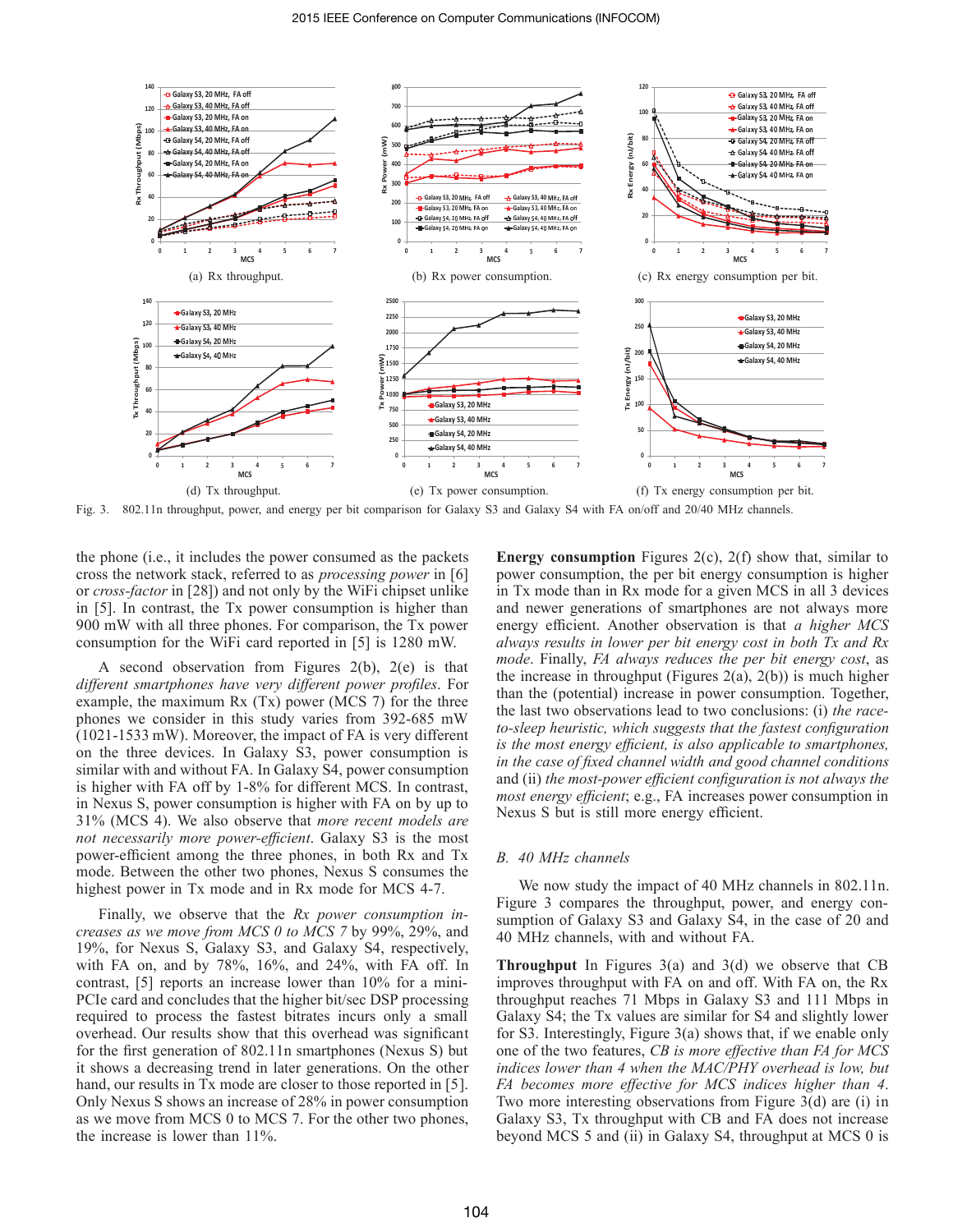(a) Rx throughput. (b) Rx power consumption. (c) Rx energy consumption per bit.

(d) Tx throughput. (e) Tx power consumption. (f) Tx energy consumption per bit.

Fig. 3. 802.11n throughput, power, and energy per bit comparison for Galaxy S3 and Galaxy S4 with FA on/off and 20/40 MHz channels.

the phone (i.e., it includes the power consumed as the packets cross the network stack, referred to as *processing power* in [6] or *cross-factor* in [28]) and not only by the WiFi chipset unlike in [5]. In contrast, the Tx power consumption is higher than 900 mW with all three phones. For comparison, the Tx power consumption for the WiFi card reported in [5] is 1280 mW.

A second observation from Figures 2(b), 2(e) is that *different smartphones have very different power profiles*. For example, the maximum Rx (Tx) power (MCS 7) for the three phones we consider in this study varies from 392-685 mW (1021-1533 mW). Moreover, the impact of FA is very different on the three devices. In Galaxy S3, power consumption is similar with and without FA. In Galaxy S4, power consumption is higher with FA off by 1-8% for different MCS. In contrast, in Nexus S, power consumption is higher with FA on by up to 31% (MCS 4). We also observe that *more recent models are not necessarily more power-efficient*. Galaxy S3 is the most power-efficient among the three phones, in both Rx and Tx mode. Between the other two phones, Nexus S consumes the highest power in Tx mode and in Rx mode for MCS 4-7.

Finally, we observe that the *Rx power consumption increases as we move from MCS 0 to MCS 7* by 99%, 29%, and 19%, for Nexus S, Galaxy S3, and Galaxy S4, respectively, with FA on, and by 78%, 16%, and 24%, with FA off. In contrast, [5] reports an increase lower than 10% for a mini-PCIe card and concludes that the higher bit/sec DSP processing required to process the fastest bitrates incurs only a small overhead. Our results show that this overhead was significant for the first generation of 802.11n smartphones (Nexus S) but it shows a decreasing trend in later generations. On the other hand, our results in Tx mode are closer to those reported in [5]. Only Nexus S shows an increase of 28% in power consumption as we move from MCS 0 to MCS 7. For the other two phones, the increase is lower than 11%.

**Energy consumption** Figures 2(c), 2(f) show that, similar to power consumption, the per bit energy consumption is higher in Tx mode than in Rx mode for a given MCS in all 3 devices and newer generations of smartphones are not always more energy efficient. Another observation is that *a higher MCS always results in lower per bit energy cost in both Tx and Rx mode*. Finally, *FA always reduces the per bit energy cost*, as the increase in throughput (Figures 2(a), 2(b)) is much higher than the (potential) increase in power consumption. Together, the last two observations lead to two conclusions: (i) *the race-to-sleep heuristic, which suggests that the fastest configuration is the most energy efficient, is also applicable to smartphones, in the case of fixed channel width and good channel conditions* and (ii) *the most-power efficient configuration is not always the most energy efficient*; e.g., FA increases power consumption in Nexus S but is still more energy efficient.

### B. 40 MHz channels

We now study the impact of 40 MHz channels in 802.11n. Figure 3 compares the throughput, power, and energy consumption of Galaxy S3 and Galaxy S4, in the case of 20 and 40 MHz channels, with and without FA.

**Throughput** In Figures 3(a) and 3(d) we observe that CB improves throughput with FA on and off. With FA on, the Rx throughput reaches 71 Mbps in Galaxy S3 and 111 Mbps in Galaxy S4; the Tx values are similar for S4 and slightly lower for S3. Interestingly, Figure 3(a) shows that, if we enable only one of the two features, *CB is more effective than FA for MCS indices lower than 4 when the MAC/PHY overhead is low, but FA becomes more effective for MCS indices higher than 4*. Two more interesting observations from Figure 3(d) are (i) in Galaxy S3, Tx throughput with CB and FA does not increase beyond MCS 5 and (ii) in Galaxy S4, throughput at MCS 0 is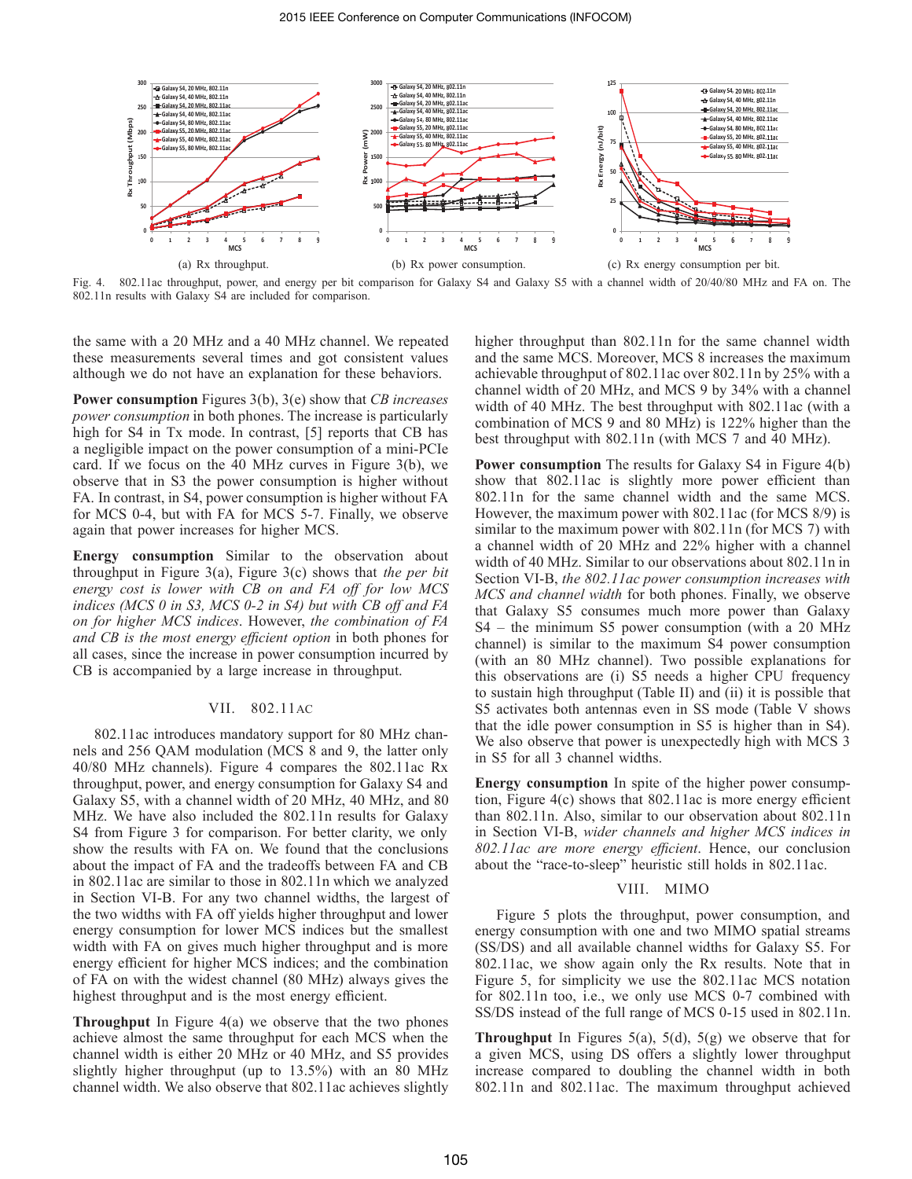(a) Rx throughput.

(b) Rx power consumption.

(c) Rx energy consumption per bit.

Fig. 4. 802.11ac throughput, power, and energy per bit comparison for Galaxy S4 and Galaxy S5 with a channel width of 20/40/80 MHz and FA on. The 802.11n results with Galaxy S4 are included for comparison.

the same with a 20 MHz and a 40 MHz channel. We repeated these measurements several times and got consistent values although we do not have an explanation for these behaviors.

**Power consumption** Figures 3(b), 3(e) show that *CB increases power consumption* in both phones. The increase is particularly high for S4 in Tx mode. In contrast, [5] reports that CB has a negligible impact on the power consumption of a mini-PCIe card. If we focus on the 40 MHz curves in Figure 3(b), we observe that in S3 the power consumption is higher without FA. In contrast, in S4, power consumption is higher without FA for MCS 0-4, but with FA for MCS 5-7. Finally, we observe again that power increases for higher MCS.

**Energy consumption** Similar to the observation about throughput in Figure 3(a), Figure 3(c) shows that *the per bit energy cost is lower with CB on and FA off for low MCS indices (MCS 0 in S3, MCS 0-2 in S4) but with CB off and FA on for higher MCS indices*. However, *the combination of FA and CB is the most energy efficient option* in both phones for all cases, since the increase in power consumption incurred by CB is accompanied by a large increase in throughput.

## VII. 802.11AC

802.11ac introduces mandatory support for 80 MHz channels and 256 QAM modulation (MCS 8 and 9, the latter only 40/80 MHz channels). Figure 4 compares the 802.11ac Rx throughput, power, and energy consumption for Galaxy S4 and Galaxy S5, with a channel width of 20 MHz, 40 MHz, and 80 MHz. We have also included the 802.11n results for Galaxy S4 from Figure 3 for comparison. For better clarity, we only show the results with FA on. We found that the conclusions about the impact of FA and the tradeoffs between FA and CB in 802.11ac are similar to those in 802.11n which we analyzed in Section VI-B. For any two channel widths, the largest of the two widths with FA off yields higher throughput and lower energy consumption for lower MCS indices but the smallest width with FA on gives much higher throughput and is more energy efficient for higher MCS indices; and the combination of FA on with the widest channel (80 MHz) always gives the highest throughput and is the most energy efficient.

**Throughput** In Figure 4(a) we observe that the two phones achieve almost the same throughput for each MCS when the channel width is either 20 MHz or 40 MHz, and S5 provides slightly higher throughput (up to 13.5%) with an 80 MHz channel width. We also observe that 802.11ac achieves slightly higher throughput than 802.11n for the same channel width and the same MCS. Moreover, MCS 8 increases the maximum achievable throughput of 802.11ac over 802.11n by 25% with a channel width of 20 MHz, and MCS 9 by 34% with a channel width of 40 MHz. The best throughput with 802.11ac (with a combination of MCS 9 and 80 MHz) is 122% higher than the best throughput with 802.11n (with MCS 7 and 40 MHz).

**Power consumption** The results for Galaxy S4 in Figure 4(b) show that 802.11ac is slightly more power efficient than 802.11n for the same channel width and the same MCS. However, the maximum power with 802.11ac (for MCS 8/9) is similar to the maximum power with 802.11n (for MCS 7) with a channel width of 20 MHz and 22% higher with a channel width of 40 MHz. Similar to our observations about 802.11n in Section VI-B, *the 802.11ac power consumption increases with MCS and channel width* for both phones. Finally, we observe that Galaxy S5 consumes much more power than Galaxy S4 – the minimum S5 power consumption (with a 20 MHz channel) is similar to the maximum S4 power consumption (with an 80 MHz channel). Two possible explanations for this observations are (i) S5 needs a higher CPU frequency to sustain high throughput (Table II) and (ii) it is possible that S5 activates both antennas even in SS mode (Table V shows that the idle power consumption in S5 is higher than in S4). We also observe that power is unexpectedly high with MCS 3 in S5 for all 3 channel widths.

**Energy consumption** In spite of the higher power consumption, Figure 4(c) shows that 802.11ac is more energy efficient than 802.11n. Also, similar to our observation about 802.11n in Section VI-B, *wider channels and higher MCS indices in 802.11ac are more energy efficient*. Hence, our conclusion about the "race-to-sleep" heuristic still holds in 802.11ac.

## VIII. MIMO

Figure 5 plots the throughput, power consumption, and energy consumption with one and two MIMO spatial streams (SS/DS) and all available channel widths for Galaxy S5. For 802.11ac, we show again only the Rx results. Note that in Figure 5, for simplicity we use the 802.11ac MCS notation for 802.11n too, i.e., we only use MCS 0-7 combined with SS/DS instead of the full range of MCS 0-15 used in 802.11n.

**Throughput** In Figures 5(a), 5(d), 5(g) we observe that for a given MCS, using DS offers a slightly lower throughput increase compared to doubling the channel width in both 802.11n and 802.11ac. The maximum throughput achieved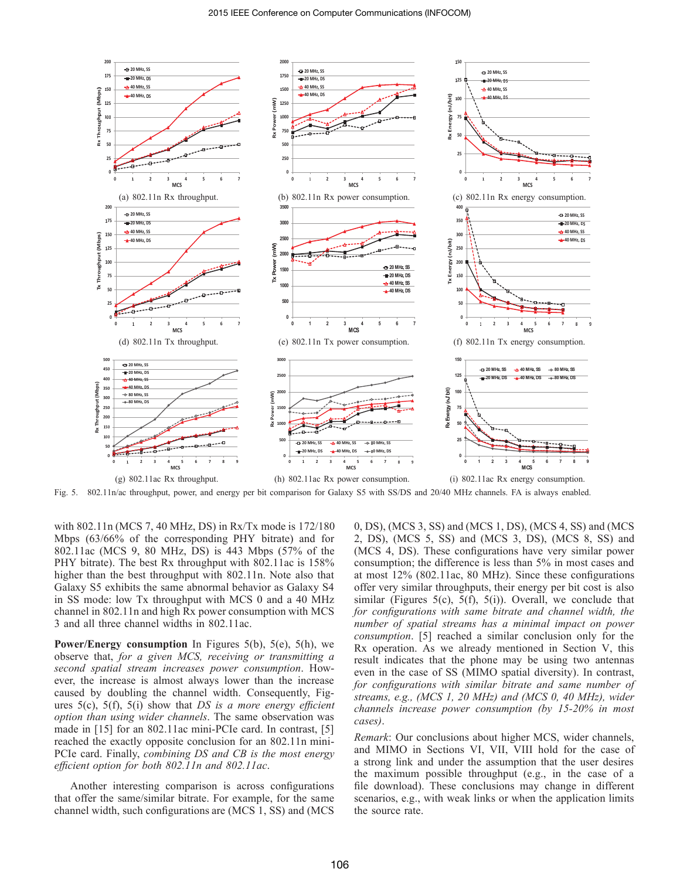(a) 802.11n Rx throughput.

(b) 802.11n Rx power consumption.

(c) 802.11n Rx energy consumption.

(d) 802.11n Tx throughput.

(e) 802.11n Tx power consumption.

(f) 802.11n Tx energy consumption.

(g) 802.11ac Rx throughput.

(h) 802.11ac Rx power consumption.

(i) 802.11ac Rx energy consumption.

Fig. 5. 802.11n/ac throughput, power, and energy per bit comparison for Galaxy S5 with SS/DS and 20/40 MHz channels. FA is always enabled.

with 802.11n (MCS 7, 40 MHz, DS) in Rx/Tx mode is 172/180 Mbps (63/66% of the corresponding PHY bitrate) and for 802.11ac (MCS 9, 80 MHz, DS) is 443 Mbps (57% of the PHY bitrate). The best Rx throughput with 802.11ac is 158% higher than the best throughput with 802.11n. Note also that Galaxy S5 exhibits the same abnormal behavior as Galaxy S4 in SS mode: low Tx throughput with MCS 0 and a 40 MHz channel in 802.11n and high Rx power consumption with MCS 3 and all three channel widths in 802.11ac.

**Power/Energy consumption** In Figures 5(b), 5(e), 5(h), we observe that, *for a given MCS, receiving or transmitting a second spatial stream increases power consumption*. However, the increase is almost always lower than the increase caused by doubling the channel width. Consequently, Figures 5(c), 5(f), 5(i) show that *DS is a more energy efficient option than using wider channels*. The same observation was made in [15] for an 802.11ac mini-PCIe card. In contrast, [5] reached the exactly opposite conclusion for an 802.11n mini-PCIe card. Finally, *combining DS and CB is the most energy efficient option for both 802.11n and 802.11ac*.

Another interesting comparison is across configurations that offer the same/similar bitrate. For example, for the same channel width, such configurations are (MCS 1, SS) and (MCS 0, DS), (MCS 3, SS) and (MCS 1, DS), (MCS 4, SS) and (MCS 2, DS), (MCS 5, SS) and (MCS 3, DS), (MCS 8, SS) and (MCS 4, DS). These configurations have very similar power consumption; the difference is less than 5% in most cases and at most 12% (802.11ac, 80 MHz). Since these configurations offer very similar throughputs, their energy per bit cost is also similar (Figures 5(c), 5(f), 5(i)). Overall, we conclude that *for configurations with same bitrate and channel width, the number of spatial streams has a minimal impact on power consumption*. [5] reached a similar conclusion only for the Rx operation. As we already mentioned in Section V, this result indicates that the phone may be using two antennas even in the case of SS (MIMO spatial diversity). In contrast, *for configurations with similar bitrate and same number of streams, e.g., (MCS 1, 20 MHz) and (MCS 0, 40 MHz), wider channels increase power consumption (by 15-20% in most cases)*.

*Remark*: Our conclusions about higher MCS, wider channels, and MIMO in Sections VI, VII, VIII hold for the case of a strong link and under the assumption that the user desires the maximum possible throughput (e.g., in the case of a file download). These conclusions may change in different scenarios, e.g., with weak links or when the application limits the source rate.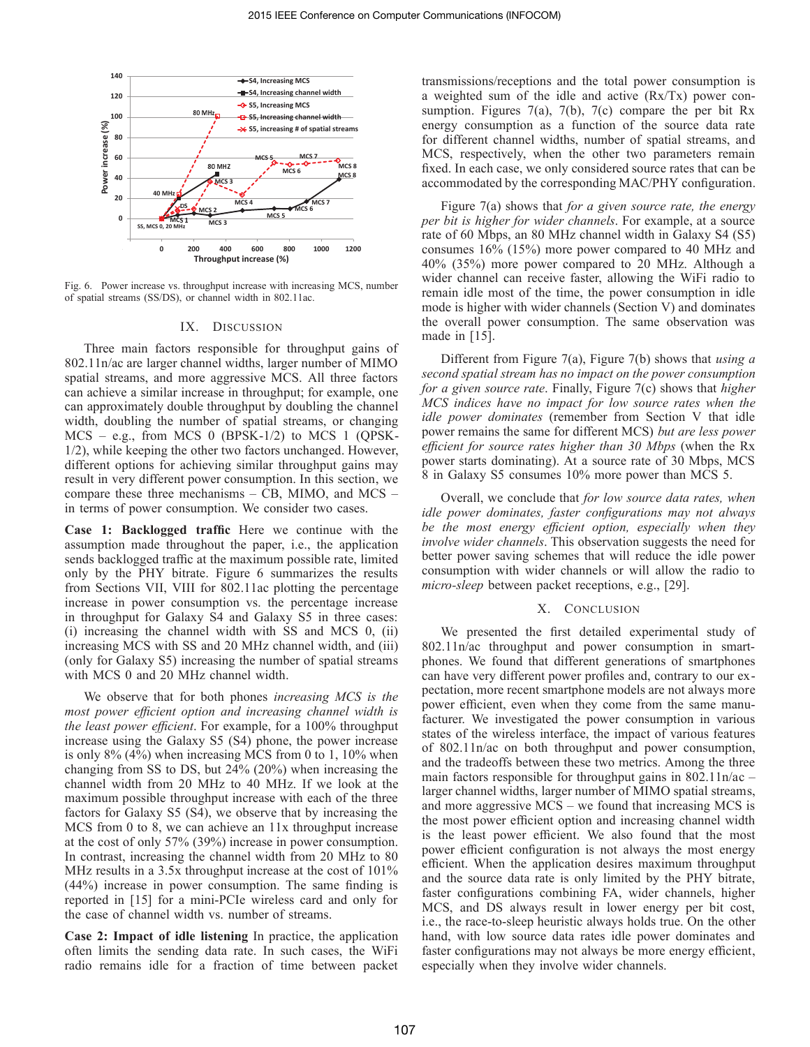Fig. 6. Power increase vs. throughput increase with increasing MCS, number of spatial streams (SS/DS), or channel width in 802.11ac.

## IX. Discussion

Three main factors responsible for throughput gains of 802.11n/ac are larger channel widths, larger number of MIMO spatial streams, and more aggressive MCS. All three factors can achieve a similar increase in throughput; for example, one can approximately double throughput by doubling the channel width, doubling the number of spatial streams, or changing MCS – e.g., from MCS 0 (BPSK-1/2) to MCS 1 (QPSK-1/2), while keeping the other two factors unchanged. However, different options for achieving similar throughput gains may result in very different power consumption. In this section, we compare these three mechanisms – CB, MIMO, and MCS – in terms of power consumption. We consider two cases.

**Case 1: Backlogged traffic** Here we continue with the assumption made throughout the paper, i.e., the application sends backlogged traffic at the maximum possible rate, limited only by the PHY bitrate. Figure 6 summarizes the results from Sections VII, VIII for 802.11ac plotting the percentage increase in power consumption vs. the percentage increase in throughput for Galaxy S4 and Galaxy S5 in three cases: (i) increasing the channel width with SS and MCS 0, (ii) increasing MCS with SS and 20 MHz channel width, and (iii) (only for Galaxy S5) increasing the number of spatial streams with MCS 0 and 20 MHz channel width.

We observe that for both phones *increasing MCS is the most power efficient option and increasing channel width is the least power efficient*. For example, for a 100% throughput increase using the Galaxy S5 (S4) phone, the power increase is only 8% (4%) when increasing MCS from 0 to 1, 10% when changing from SS to DS, but 24% (20%) when increasing the channel width from 20 MHz to 40 MHz. If we look at the maximum possible throughput increase with each of the three factors for Galaxy S5 (S4), we observe that by increasing the MCS from 0 to 8, we can achieve an 11x throughput increase at the cost of only 57% (39%) increase in power consumption. In contrast, increasing the channel width from 20 MHz to 80 MHz results in a 3.5x throughput increase at the cost of 101% (44%) increase in power consumption. The same finding is reported in [15] for a mini-PCIe wireless card and only for the case of channel width vs. number of streams.

**Case 2: Impact of idle listening** In practice, the application often limits the sending data rate. In such cases, the WiFi radio remains idle for a fraction of time between packet transmissions/receptions and the total power consumption is a weighted sum of the idle and active (Rx/Tx) power consumption. Figures 7(a), 7(b), 7(c) compare the per bit Rx energy consumption as a function of the source data rate for different channel widths, number of spatial streams, and MCS, respectively, when the other two parameters remain fixed. In each case, we only considered source rates that can be accommodated by the corresponding MAC/PHY configuration.

Figure 7(a) shows that *for a given source rate, the energy per bit is higher for wider channels*. For example, at a source rate of 60 Mbps, an 80 MHz channel width in Galaxy S4 (S5) consumes 16% (15%) more power compared to 40 MHz and 40% (35%) more power compared to 20 MHz. Although a wider channel can receive faster, allowing the WiFi radio to remain idle most of the time, the power consumption in idle mode is higher with wider channels (Section V) and dominates the overall power consumption. The same observation was made in [15].

Different from Figure 7(a), Figure 7(b) shows that *using a second spatial stream has no impact on the power consumption for a given source rate*. Finally, Figure 7(c) shows that *higher MCS indices have no impact for low source rates when the idle power dominates* (remember from Section V that idle power remains the same for different MCS) *but are less power efficient for source rates higher than 30 Mbps* (when the Rx power starts dominating). At a source rate of 30 Mbps, MCS 8 in Galaxy S5 consumes 10% more power than MCS 5.

Overall, we conclude that *for low source data rates, when idle power dominates, faster configurations may not always be the most energy efficient option, especially when they involve wider channels*. This observation suggests the need for better power saving schemes that will reduce the idle power consumption with wider channels or will allow the radio to *micro-sleep* between packet receptions, e.g., [29].

## X. Conclusion

We presented the first detailed experimental study of 802.11n/ac throughput and power consumption in smartphones. We found that different generations of smartphones can have very different power profiles and, contrary to our expectation, more recent smartphone models are not always more power efficient, even when they come from the same manufacturer. We investigated the power consumption in various states of the wireless interface, the impact of various features of 802.11n/ac on both throughput and power consumption, and the tradeoffs between these two metrics. Among the three main factors responsible for throughput gains in 802.11n/ac – larger channel widths, larger number of MIMO spatial streams, and more aggressive MCS – we found that increasing MCS is the most power efficient option and increasing channel width is the least power efficient. We also found that the most power efficient configuration is not always the most energy efficient. When the application desires maximum throughput and the source data rate is only limited by the PHY bitrate, faster configurations combining FA, wider channels, higher MCS, and DS always result in lower energy per bit cost, i.e., the race-to-sleep heuristic always holds true. On the other hand, with low source data rates idle power dominates and faster configurations may not always be more energy efficient, especially when they involve wider channels.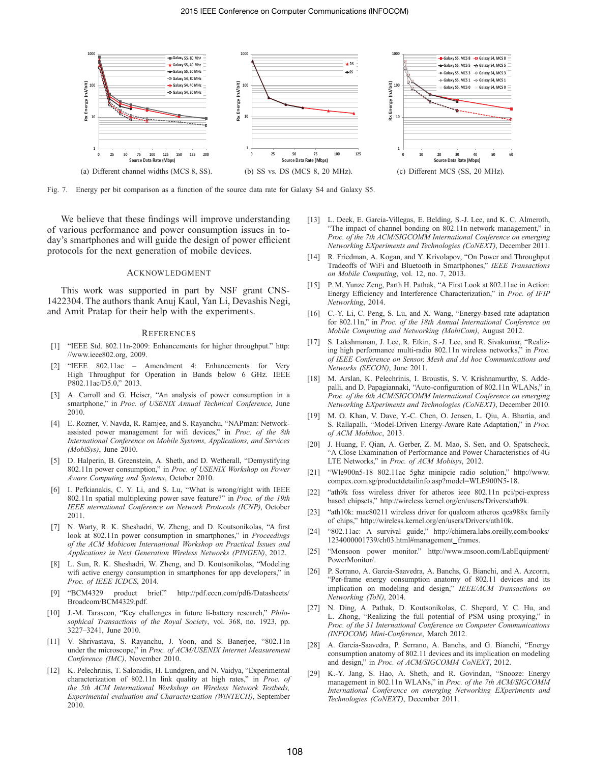1000

100

10

1

Rx Energy (nJ/bit)

0 25 50 75 100 125 150 175 200

Source Data Rate (Mbps)

Galaxy S5, 80 MHz
Galaxy S5, 40 Mhz
Galaxy S5, 20 MHz
Galaxy S4, 80 MHz
Galaxy S4, 40 MHz
Galaxy S4, 20 MHz

(a) Different channel widths (MCS 8, SS).

1000

100

10

1

Rx Energy (nJ/bit)

0 25 50 75 100 125

Source Data Rate (Mbps)

DS
SS

(b) SS vs. DS (MCS 8, 20 MHz).

1000

100

10

1

Rx Energy (nJ/bit)

0 10 20 30 40 50 60

Source Data Rate (Mbps)

Galaxy S5, MCS 8
Galaxy S4, MCS 8
Galaxy S5, MCS 5
Galaxy S4, MCS 5
Galaxy S5, MCS 3
Galaxy S4, MCS 3
Galaxy S5, MCS 1
Galaxy S4, MCS 1
Galaxy S5, MCS 0
Galaxy S4, MCS 0

(c) Different MCS (SS, 20 MHz).

Fig. 7. Energy per bit comparison as a function of the source data rate for Galaxy S4 and Galaxy S5.

We believe that these findings will improve understanding of various performance and power consumption issues in today's smartphones and will guide the design of power efficient protocols for the next generation of mobile devices.

## Acknowledgment

This work was supported in part by NSF grant CNS-1422304. The authors thank Anuj Kaul, Yan Li, Devashis Negi, and Amit Pratap for their help with the experiments.

## References

[1] "IEEE Std. 802.11n-2009: Enhancements for higher throughput." http://www.ieee802.org, 2009.

[2] "IEEE 802.11ac – Amendment 4: Enhancements for Very High Throughput for Operation in Bands below 6 GHz. IEEE P802.11ac/D5.0," 2013.

[3] A. Carroll and G. Heiser, "An analysis of power consumption in a smartphone," in *Proc. of USENIX Annual Technical Conference*, June 2010.

[4] E. Rozner, V. Navda, R. Ramjee, and S. Rayanchu, "NAPman: Network-assisted power management for wifi devices," in *Proc. of the 8th International Conference on Mobile Systems, Applications, and Services (MobiSys)*, June 2010.

[5] D. Halperin, B. Greenstein, A. Sheth, and D. Wetherall, "Demystifying 802.11n power consumption," in *Proc. of USENIX Workshop on Power Aware Computing and Systems*, October 2010.

[6] I. Pefkianakis, C. Y. Li, and S. Lu, "What is wrong/right with IEEE 802.11n spatial multiplexing power save feature?" in *Proc. of the 19th IEEE nternational Conference on Network Protocols (ICNP)*, October 2011.

[7] N. Warty, R. K. Sheshadri, W. Zheng, and D. Koutsonikolas, "A first look at 802.11n power consumption in smartphones," in *Proceedings of the ACM Mobicom International Workshop on Practical Issues and Applications in Next Generation Wireless Networks (PINGEN)*, 2012.

[8] L. Sun, R. K. Sheshadri, W. Zheng, and D. Koutsonikolas, "Modeling wifi active energy consumption in smartphones for app developers," in *Proc. of IEEE ICDCS*, 2014.

[9] "BCM4329 product brief." http://pdf.eccn.com/pdfs/Datasheets/Broadcom/BCM4329.pdf.

[10] J.-M. Tarascon, "Key challenges in future li-battery research," *Philosophical Transactions of the Royal Society*, vol. 368, no. 1923, pp. 3227–3241, June 2010.

[11] V. Shrivastava, S. Rayanchu, J. Yoon, and S. Banerjee, "802.11n under the microscope," in *Proc. of ACM/USENIX Internet Measurement Conference (IMC)*, November 2010.

[12] K. Pelechrinis, T. Salonidis, H. Lundgren, and N. Vaidya, "Experimental characterization of 802.11n link quality at high rates," in *Proc. of the 5th ACM International Workshop on Wireless Network Testbeds, Experimental evaluation and Characterization (WiNTECH)*, September 2010.

[13] L. Deek, E. Garcia-Villegas, E. Belding, S.-J. Lee, and K. C. Almeroth, "The impact of channel bonding on 802.11n network management," in *Proc. of the 7th ACM/SIGCOMM International Conference on emerging Networking EXperiments and Technologies (CoNEXT)*, December 2011.

[14] R. Friedman, A. Kogan, and Y. Krivolapov, "On Power and Throughput Tradeoffs of WiFi and Bluetooth in Smartphones," *IEEE Transactions on Mobile Computing*, vol. 12, no. 7, 2013.

[15] P. M. Yunze Zeng, Parth H. Pathak, "A First Look at 802.11ac in Action: Energy Efficiency and Interference Characterization," in *Proc. of IFIP Networking*, 2014.

[16] C.-Y. Li, C. Peng, S. Lu, and X. Wang, "Energy-based rate adaptation for 802.11n," in *Proc. of the 18th Annual International Conference on Mobile Computing and Networking (MobiCom)*, August 2012.

[17] S. Lakshmanan, J. Lee, R. Etkin, S.-J. Lee, and R. Sivakumar, "Realizing high performance multi-radio 802.11n wireless networks," in *Proc. of IEEE Conference on Sensor, Mesh and Ad hoc Communications and Networks (SECON)*, June 2011.

[18] M. Arslan, K. Pelechrinis, I. Broustis, S. V. Krishnamurthy, S. Addepalli, and D. Papagiannaki, "Auto-configuration of 802.11n WLANs," in *Proc. of the 6th ACM/SIGCOMM International Conference on emerging Networking EXperiments and Technologies (CoNEXT)*, December 2010.

[19] M. O. Khan, V. Dave, Y.-C. Chen, O. Jensen, L. Qiu, A. Bhartia, and S. Rallapalli, "Model-Driven Energy-Aware Rate Adaptation," in *Proc. of ACM Mobihoc*, 2013.

[20] J. Huang, F. Qian, A. Gerber, Z. M. Mao, S. Sen, and O. Spatscheck, "A Close Examination of Performance and Power Characteristics of 4G LTE Networks," in *Proc. of ACM Mobisys*, 2012.

[21] "Wle900n5-18 802.11ac 5ghz minipcie radio solution," http://www.compex.com.sg/productdetailinfo.asp?model=WLE900N5-18.

[22] "ath9k foss wireless driver for atheros ieee 802.11n pci/pci-express based chipsets," http://wireless.kernel.org/en/users/Drivers/ath9k.

[23] "ath10k: mac80211 wireless driver for qualcom atheros qca988x family of chips," http://wireless.kernel.org/en/users/Drivers/ath10k.

[24] "802.11ac: A survival guide," http://chimera.labs.oreilly.com/books/1234000001739/ch03.html#management_frames.

[25] "Monsoon power monitor." http://www.msoon.com/LabEquipment/PowerMonitor/.

[26] P. Serrano, A. Garcia-Saavedra, A. Banchs, G. Bianchi, and A. Azcorra, "Per-frame energy consumption anatomy of 802.11 devices and its implication on modeling and design," *IEEE/ACM Transactions on Networking (ToN)*, 2014.

[27] N. Ding, A. Pathak, D. Koutsonikolas, C. Shepard, Y. C. Hu, and L. Zhong, "Realizing the full potential of PSM using proxying," in *Proc. of the 31 International Conference on Computer Communications (INFOCOM) Mini-Conference*, March 2012.

[28] A. Garcia-Saavedra, P. Serrano, A. Banchs, and G. Bianchi, "Energy consumption anatomy of 802.11 devices and its implication on modeling and design," in *Proc. of ACM/SIGCOMM CoNEXT*, 2012.

[29] K.-Y. Jang, S. Hao, A. Sheth, and R. Govindan, "Snooze: Energy management in 802.11n WLANs," in *Proc. of the 7th ACM/SIGCOMM International Conference on emerging Networking EXperiments and Technologies (CoNEXT)*, December 2011.